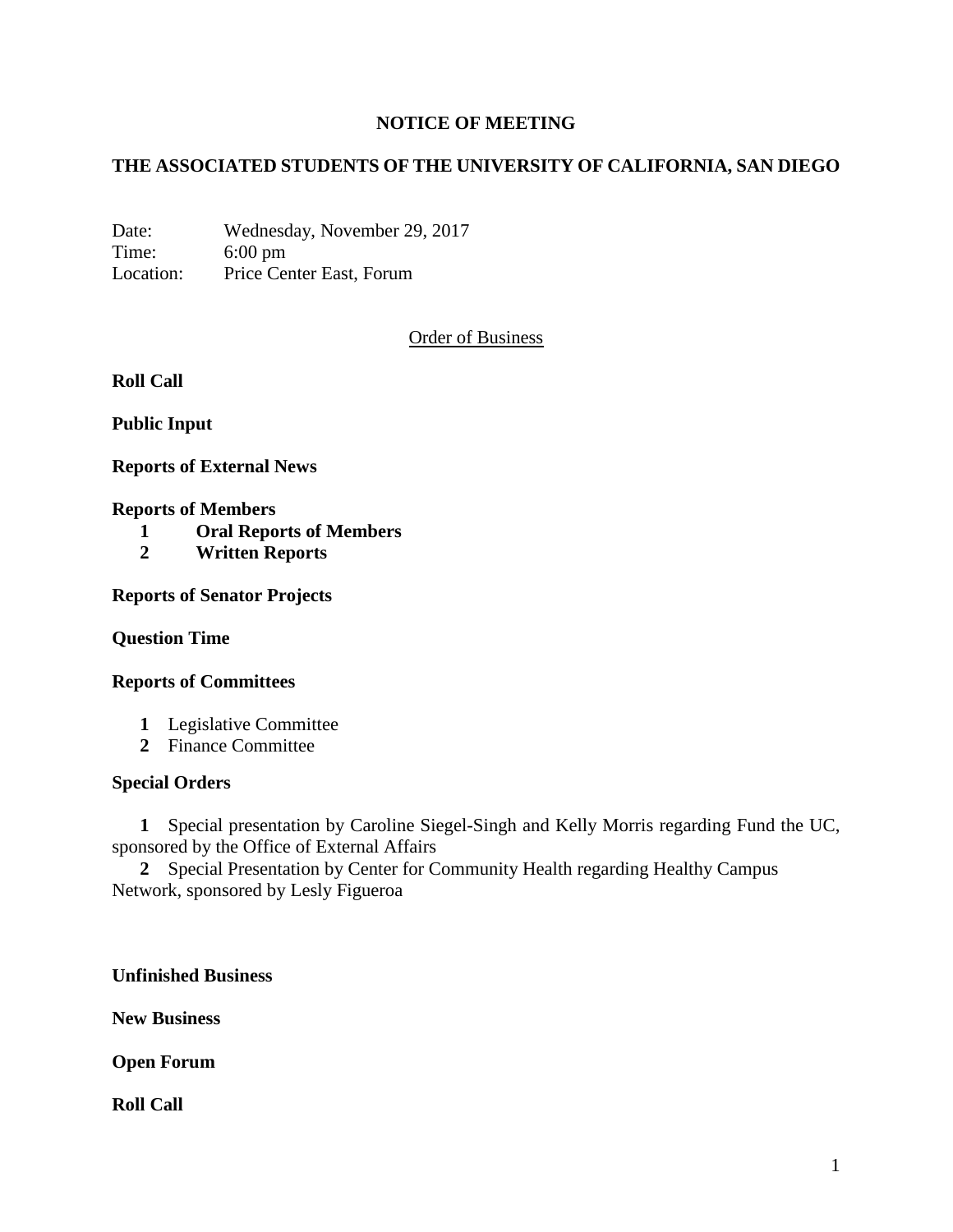**NOTICE OF MEETING**

**THE ASSOCIATED STUDENTS OF THE UNIVERSITY OF CALIFORNIA, SAN DIEGO**

Date: Wednesday, November 29, 2017
Time: 6:00 pm
Location: Price Center East, Forum

Order of Business

**Roll Call**

**Public Input**

**Reports of External News**

**Reports of Members**

1. **Oral Reports of Members**
2. **Written Reports**

**Reports of Senator Projects**

**Question Time**

**Reports of Committees**

1. Legislative Committee
2. Finance Committee

**Special Orders**

1. Special presentation by Caroline Siegel-Singh and Kelly Morris regarding Fund the UC, sponsored by the Office of External Affairs
2. Special Presentation by Center for Community Health regarding Healthy Campus Network, sponsored by Lesly Figueroa

**Unfinished Business**

**New Business**

**Open Forum**

**Roll Call**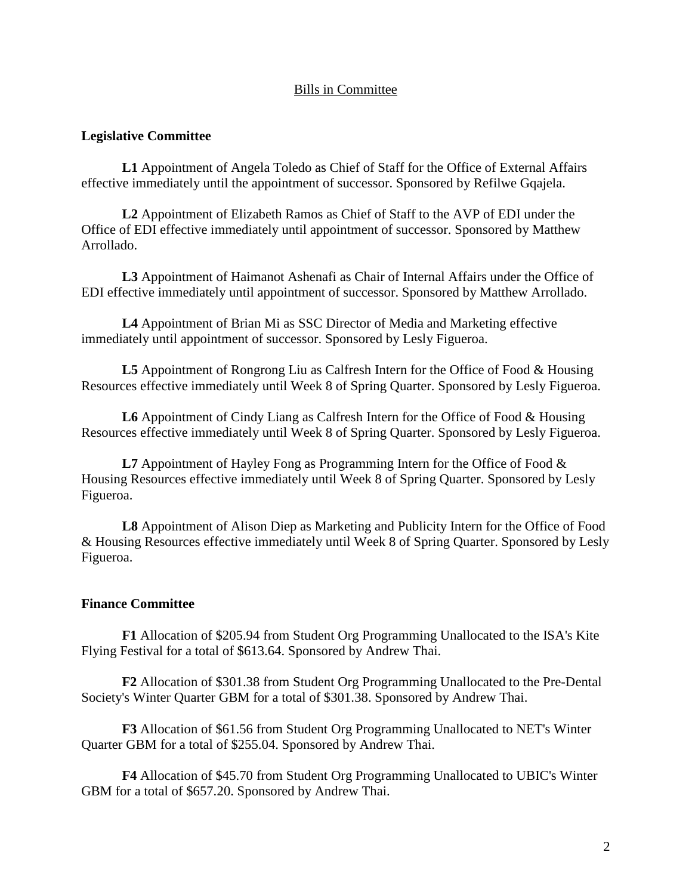## Bills in Committee

### Legislative Committee

**L1** Appointment of Angela Toledo as Chief of Staff for the Office of External Affairs effective immediately until the appointment of successor. Sponsored by Refilwe Gqajela.

**L2** Appointment of Elizabeth Ramos as Chief of Staff to the AVP of EDI under the Office of EDI effective immediately until appointment of successor. Sponsored by Matthew Arrollado.

**L3** Appointment of Haimanot Ashenafi as Chair of Internal Affairs under the Office of EDI effective immediately until appointment of successor. Sponsored by Matthew Arrollado.

**L4** Appointment of Brian Mi as SSC Director of Media and Marketing effective immediately until appointment of successor. Sponsored by Lesly Figueroa.

**L5** Appointment of Rongrong Liu as Calfresh Intern for the Office of Food & Housing Resources effective immediately until Week 8 of Spring Quarter. Sponsored by Lesly Figueroa.

**L6** Appointment of Cindy Liang as Calfresh Intern for the Office of Food & Housing Resources effective immediately until Week 8 of Spring Quarter. Sponsored by Lesly Figueroa.

**L7** Appointment of Hayley Fong as Programming Intern for the Office of Food & Housing Resources effective immediately until Week 8 of Spring Quarter. Sponsored by Lesly Figueroa.

**L8** Appointment of Alison Diep as Marketing and Publicity Intern for the Office of Food & Housing Resources effective immediately until Week 8 of Spring Quarter. Sponsored by Lesly Figueroa.

### Finance Committee

**F1** Allocation of $205.94 from Student Org Programming Unallocated to the ISA's Kite Flying Festival for a total of $613.64. Sponsored by Andrew Thai.

**F2** Allocation of $301.38 from Student Org Programming Unallocated to the Pre-Dental Society's Winter Quarter GBM for a total of $301.38. Sponsored by Andrew Thai.

**F3** Allocation of $61.56 from Student Org Programming Unallocated to NET's Winter Quarter GBM for a total of $255.04. Sponsored by Andrew Thai.

**F4** Allocation of $45.70 from Student Org Programming Unallocated to UBIC's Winter GBM for a total of $657.20. Sponsored by Andrew Thai.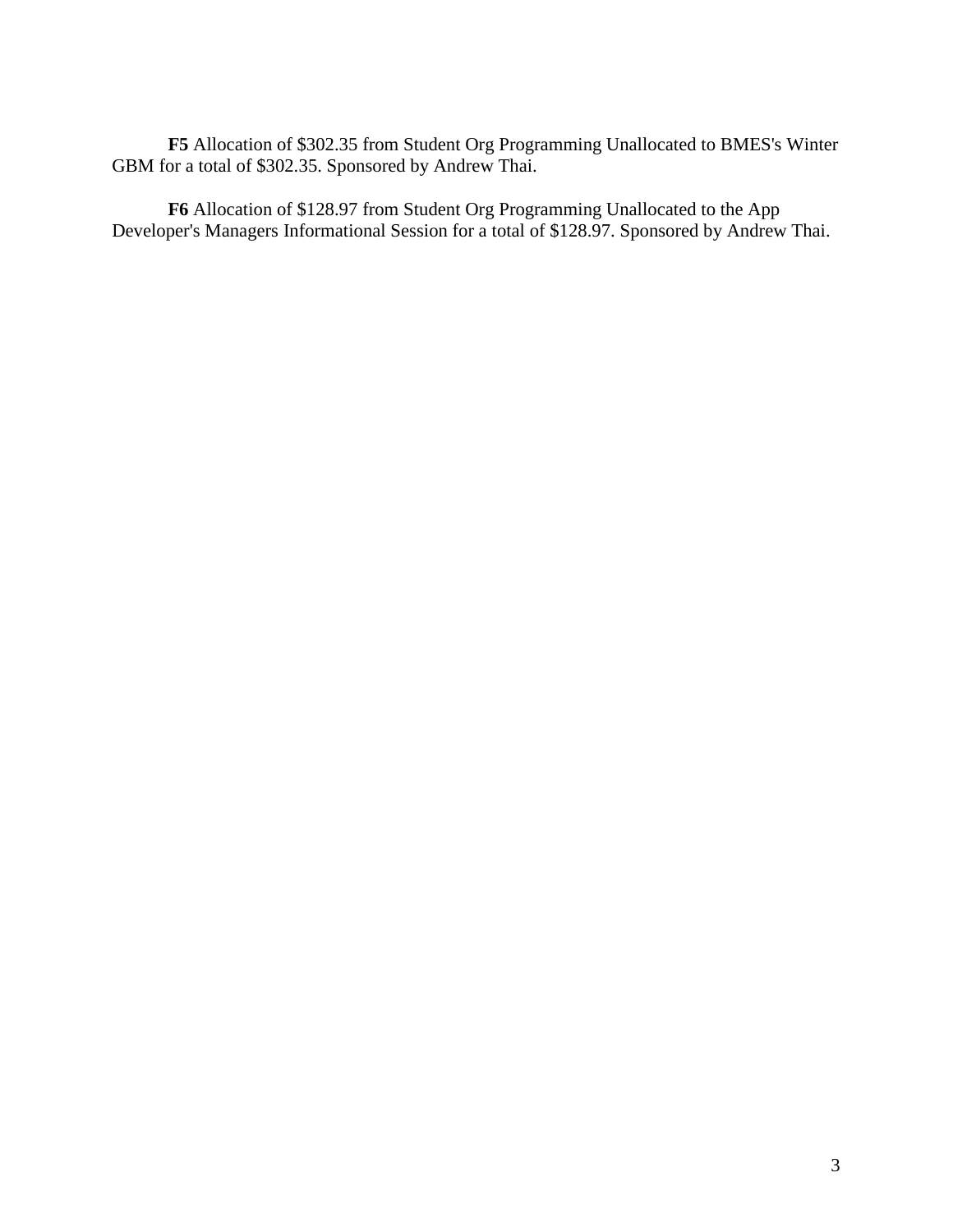**F5** Allocation of $302.35 from Student Org Programming Unallocated to BMES's Winter GBM for a total of $302.35. Sponsored by Andrew Thai.

**F6** Allocation of $128.97 from Student Org Programming Unallocated to the App Developer's Managers Informational Session for a total of $128.97. Sponsored by Andrew Thai.